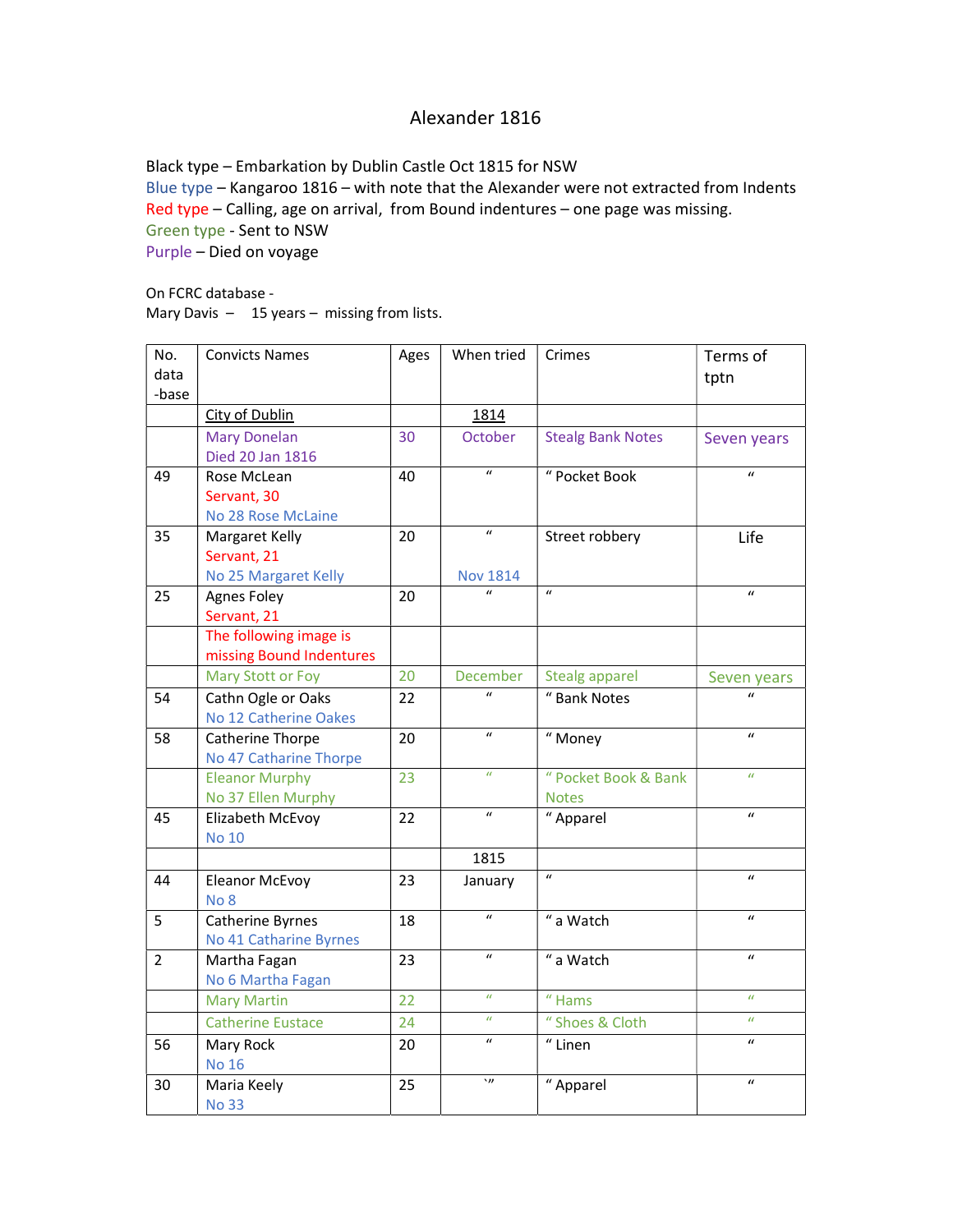# Alexander 1816

Black type – Embarkation by Dublin Castle Oct 1815 for NSW
Blue type – Kangaroo 1816 – with note that the Alexander were not extracted from Indents
Red type – Calling, age on arrival, from Bound indentures – one page was missing.
Green type - Sent to NSW
Purple – Died on voyage

On FCRC database -
Mary Davis – 15 years – missing from lists.

| No. data -base | Convicts Names | Ages | When tried | Crimes | Terms of tptn |
|---|---|---|---|---|---|
| | City of Dublin | | 1814 | | |
| | Mary Donelan<br>Died 20 Jan 1816 | 30 | October | Stealg Bank Notes | Seven years |
| 49 | Rose McLean<br>Servant, 30<br>No 28 Rose McLaine | 40 | " | " Pocket Book | " |
| 35 | Margaret Kelly<br>Servant, 21<br>No 25 Margaret Kelly | 20 | "<br><br>Nov 1814 | Street robbery | Life |
| 25 | Agnes Foley<br>Servant, 21 | 20 | " | " | " |
| | The following image is missing Bound Indentures | | | | |
| | Mary Stott or Foy | 20 | December | Stealg apparel | Seven years |
| 54 | Cathn Ogle or Oaks<br>No 12 Catherine Oakes | 22 | " | " Bank Notes | " |
| 58 | Catherine Thorpe<br>No 47 Catharine Thorpe | 20 | " | " Money | " |
| | Eleanor Murphy<br>No 37 Ellen Murphy | 23 | " | " Pocket Book & Bank Notes | " |
| 45 | Elizabeth McEvoy<br>No 10 | 22 | " | " Apparel | " |
| | | | 1815 | | |
| 44 | Eleanor McEvoy<br>No 8 | 23 | January | " | " |
| 5 | Catherine Byrnes<br>No 41 Catharine Byrnes | 18 | " | " a Watch | " |
| 2 | Martha Fagan<br>No 6 Martha Fagan | 23 | " | " a Watch | " |
| | Mary Martin | 22 | " | " Hams | " |
| | Catherine Eustace | 24 | " | " Shoes & Cloth | " |
| 56 | Mary Rock<br>No 16 | 20 | " | " Linen | " |
| 30 | Maria Keely<br>No 33 | 25 | " | " Apparel | " |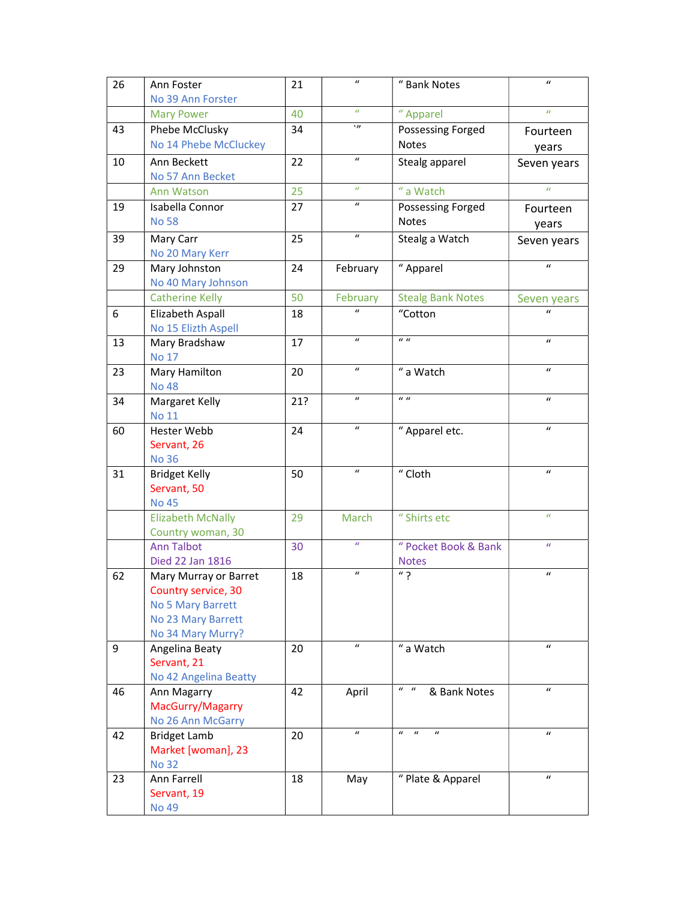| | | | | | |
|---|---|---|---|---|---|
| 26 | Ann Foster<br>No 39 Ann Forster | 21 | " | " Bank Notes | " |
| | Mary Power | 40 | " | " Apparel | " |
| 43 | Phebe McClusky<br>No 14 Phebe McCluckey | 34 | `" | Possessing Forged Notes | Fourteen years |
| 10 | Ann Beckett<br>No 57 Ann Becket | 22 | " | Stealg apparel | Seven years |
| | Ann Watson | 25 | " | " a Watch | " |
| 19 | Isabella Connor<br>No 58 | 27 | " | Possessing Forged Notes | Fourteen years |
| 39 | Mary Carr<br>No 20 Mary Kerr | 25 | " | Stealg a Watch | Seven years |
| 29 | Mary Johnston<br>No 40 Mary Johnson | 24 | February | " Apparel | " |
| | Catherine Kelly | 50 | February | Stealg Bank Notes | Seven years |
| 6 | Elizabeth Aspall<br>No 15 Elizth Aspell | 18 | " | "Cotton | " |
| 13 | Mary Bradshaw<br>No 17 | 17 | " | " " | " |
| 23 | Mary Hamilton<br>No 48 | 20 | " | " a Watch | " |
| 34 | Margaret Kelly<br>No 11 | 21? | " | " " | " |
| 60 | Hester Webb<br>Servant, 26<br>No 36 | 24 | " | " Apparel etc. | " |
| 31 | Bridget Kelly<br>Servant, 50<br>No 45 | 50 | " | " Cloth | " |
| | Elizabeth McNally<br>Country woman, 30 | 29 | March | " Shirts etc | " |
| | Ann Talbot<br>Died 22 Jan 1816 | 30 | " | " Pocket Book & Bank Notes | " |
| 62 | Mary Murray or Barret<br>Country service, 30<br>No 5 Mary Barrett<br>No 23 Mary Barrett<br>No 34 Mary Murry? | 18 | " | " ? | " |
| 9 | Angelina Beaty<br>Servant, 21<br>No 42 Angelina Beatty | 20 | " | " a Watch | " |
| 46 | Ann Magarry<br>MacGurry/Magarry<br>No 26 Ann McGarry | 42 | April | " " & Bank Notes | " |
| 42 | Bridget Lamb<br>Market [woman], 23<br>No 32 | 20 | " | " " " | " |
| 23 | Ann Farrell<br>Servant, 19<br>No 49 | 18 | May | " Plate & Apparel | " |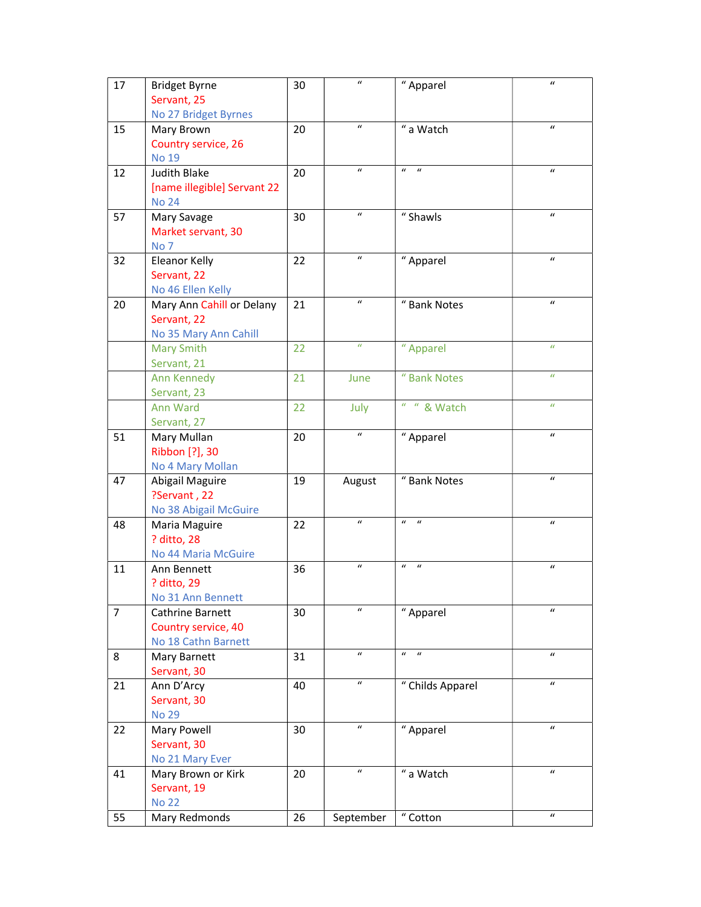| | | | | | |
|---|---|---|---|---|---|
| 17 | Bridget Byrne<br>Servant, 25<br>No 27 Bridget Byrnes | 30 | “ | “ Apparel | “ |
| 15 | Mary Brown<br>Country service, 26<br>No 19 | 20 | “ | “ a Watch | “ |
| 12 | Judith Blake<br>[name illegible] Servant 22<br>No 24 | 20 | “ | “ “ | “ |
| 57 | Mary Savage<br>Market servant, 30<br>No 7 | 30 | “ | “ Shawls | “ |
| 32 | Eleanor Kelly<br>Servant, 22<br>No 46 Ellen Kelly | 22 | “ | “ Apparel | “ |
| 20 | Mary Ann Cahill or Delany<br>Servant, 22<br>No 35 Mary Ann Cahill | 21 | “ | “ Bank Notes | “ |
| | Mary Smith<br>Servant, 21 | 22 | “ | “ Apparel | “ |
| | Ann Kennedy<br>Servant, 23 | 21 | June | “ Bank Notes | “ |
| | Ann Ward<br>Servant, 27 | 22 | July | “ “ & Watch | “ |
| 51 | Mary Mullan<br>Ribbon [?], 30<br>No 4 Mary Mollan | 20 | “ | “ Apparel | “ |
| 47 | Abigail Maguire<br>?Servant , 22<br>No 38 Abigail McGuire | 19 | August | “ Bank Notes | “ |
| 48 | Maria Maguire<br>? ditto, 28<br>No 44 Maria McGuire | 22 | “ | “ “ | “ |
| 11 | Ann Bennett<br>? ditto, 29<br>No 31 Ann Bennett | 36 | “ | “ “ | “ |
| 7 | Cathrine Barnett<br>Country service, 40<br>No 18 Cathn Barnett | 30 | “ | “ Apparel | “ |
| 8 | Mary Barnett<br>Servant, 30 | 31 | “ | “ “ | “ |
| 21 | Ann D’Arcy<br>Servant, 30<br>No 29 | 40 | “ | “ Childs Apparel | “ |
| 22 | Mary Powell<br>Servant, 30<br>No 21 Mary Ever | 30 | “ | “ Apparel | “ |
| 41 | Mary Brown or Kirk<br>Servant, 19<br>No 22 | 20 | “ | “ a Watch | “ |
| 55 | Mary Redmonds | 26 | September | “ Cotton | “ |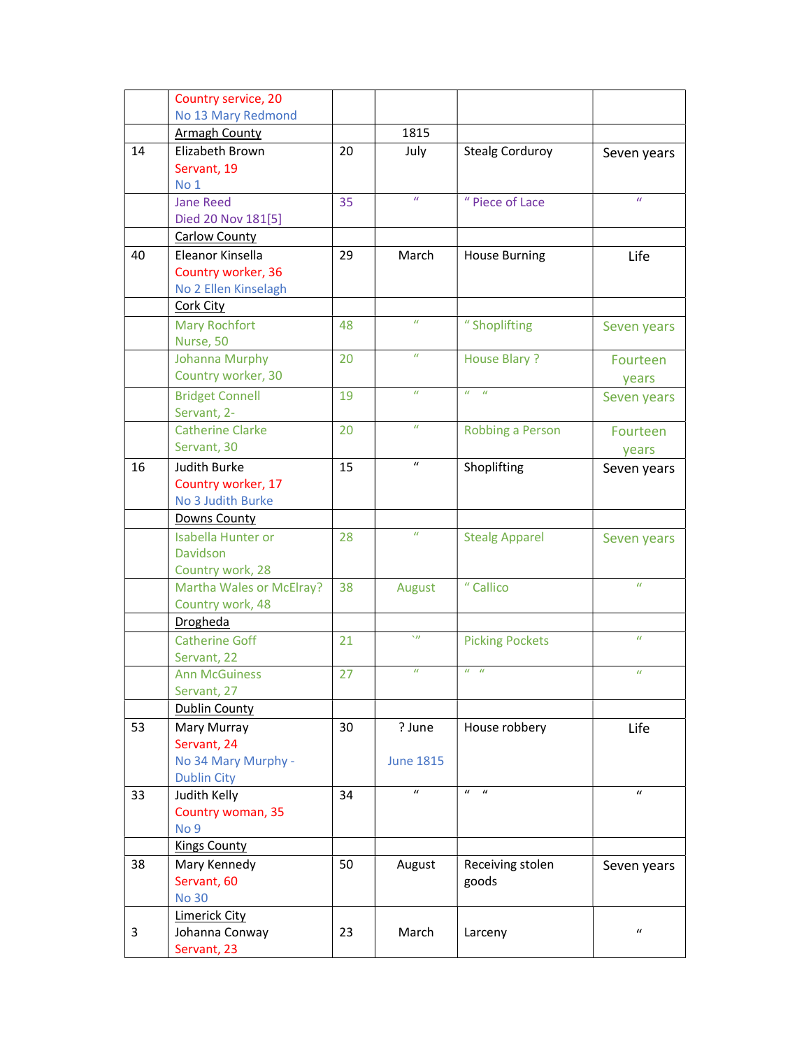| | | | | | |
|---|---|---|---|---|---|
| | Country service, 20<br>No 13 Mary Redmond | | | | |
| | Armagh County | | 1815 | | |
| 14 | Elizabeth Brown<br>Servant, 19<br>No 1 | 20 | July | Stealg Corduroy | Seven years |
| | Jane Reed<br>Died 20 Nov 181[5] | 35 | " | " Piece of Lace | " |
| | Carlow County | | | | |
| 40 | Eleanor Kinsella<br>Country worker, 36<br>No 2 Ellen Kinselagh | 29 | March | House Burning | Life |
| | Cork City | | | | |
| | Mary Rochfort<br>Nurse, 50 | 48 | " | " Shoplifting | Seven years |
| | Johanna Murphy<br>Country worker, 30 | 20 | " | House Blary ? | Fourteen years |
| | Bridget Connell<br>Servant, 2- | 19 | " | " " | Seven years |
| | Catherine Clarke<br>Servant, 30 | 20 | " | Robbing a Person | Fourteen years |
| 16 | Judith Burke<br>Country worker, 17<br>No 3 Judith Burke | 15 | " | Shoplifting | Seven years |
| | Downs County | | | | |
| | Isabella Hunter or Davidson<br>Country work, 28 | 28 | " | Stealg Apparel | Seven years |
| | Martha Wales or McElray?<br>Country work, 48 | 38 | August | " Callico | " |
| | Drogheda | | | | |
| | Catherine Goff<br>Servant, 22 | 21 | `" | Picking Pockets | " |
| | Ann McGuiness<br>Servant, 27 | 27 | " | " " | " |
| | Dublin County | | | | |
| 53 | Mary Murray<br>Servant, 24<br>No 34 Mary Murphy - Dublin City | 30 | ? June<br><br>June 1815 | House robbery | Life |
| 33 | Judith Kelly<br>Country woman, 35<br>No 9 | 34 | " | " " | " |
| | Kings County | | | | |
| 38 | Mary Kennedy<br>Servant, 60<br>No 30 | 50 | August | Receiving stolen goods | Seven years |
| 3 | Limerick City<br>Johanna Conway<br>Servant, 23 | 23 | March | Larceny | " |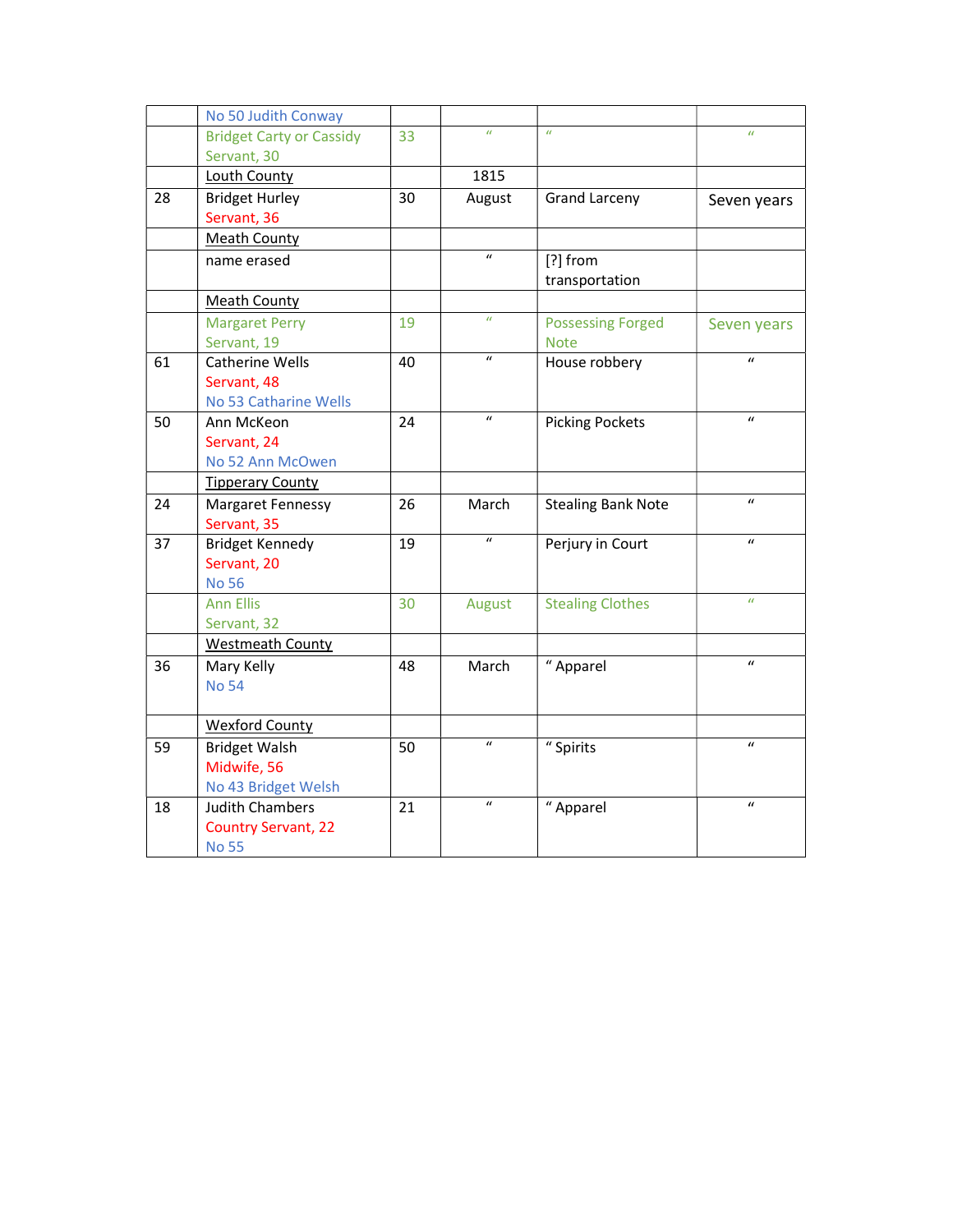| | | | | | |
|---|---|---|---|---|---|
| | No 50 Judith Conway | | | | |
| | Bridget Carty or Cassidy<br>Servant, 30 | 33 | " | " | " |
| | Louth County | | 1815 | | |
| 28 | Bridget Hurley<br>Servant, 36 | 30 | August | Grand Larceny | Seven years |
| | Meath County | | | | |
| | name erased | | " | [?] from transportation | |
| | Meath County | | | | |
| | Margaret Perry<br>Servant, 19 | 19 | " | Possessing Forged Note | Seven years |
| 61 | Catherine Wells<br>Servant, 48<br>No 53 Catharine Wells | 40 | " | House robbery | " |
| 50 | Ann McKeon<br>Servant, 24<br>No 52 Ann McOwen | 24 | " | Picking Pockets | " |
| | Tipperary County | | | | |
| 24 | Margaret Fennessy<br>Servant, 35 | 26 | March | Stealing Bank Note | " |
| 37 | Bridget Kennedy<br>Servant, 20<br>No 56 | 19 | " | Perjury in Court | " |
| | Ann Ellis<br>Servant, 32 | 30 | August | Stealing Clothes | " |
| | Westmeath County | | | | |
| 36 | Mary Kelly<br>No 54 | 48 | March | " Apparel | " |
| | Wexford County | | | | |
| 59 | Bridget Walsh<br>Midwife, 56<br>No 43 Bridget Welsh | 50 | " | " Spirits | " |
| 18 | Judith Chambers<br>Country Servant, 22<br>No 55 | 21 | " | " Apparel | " |